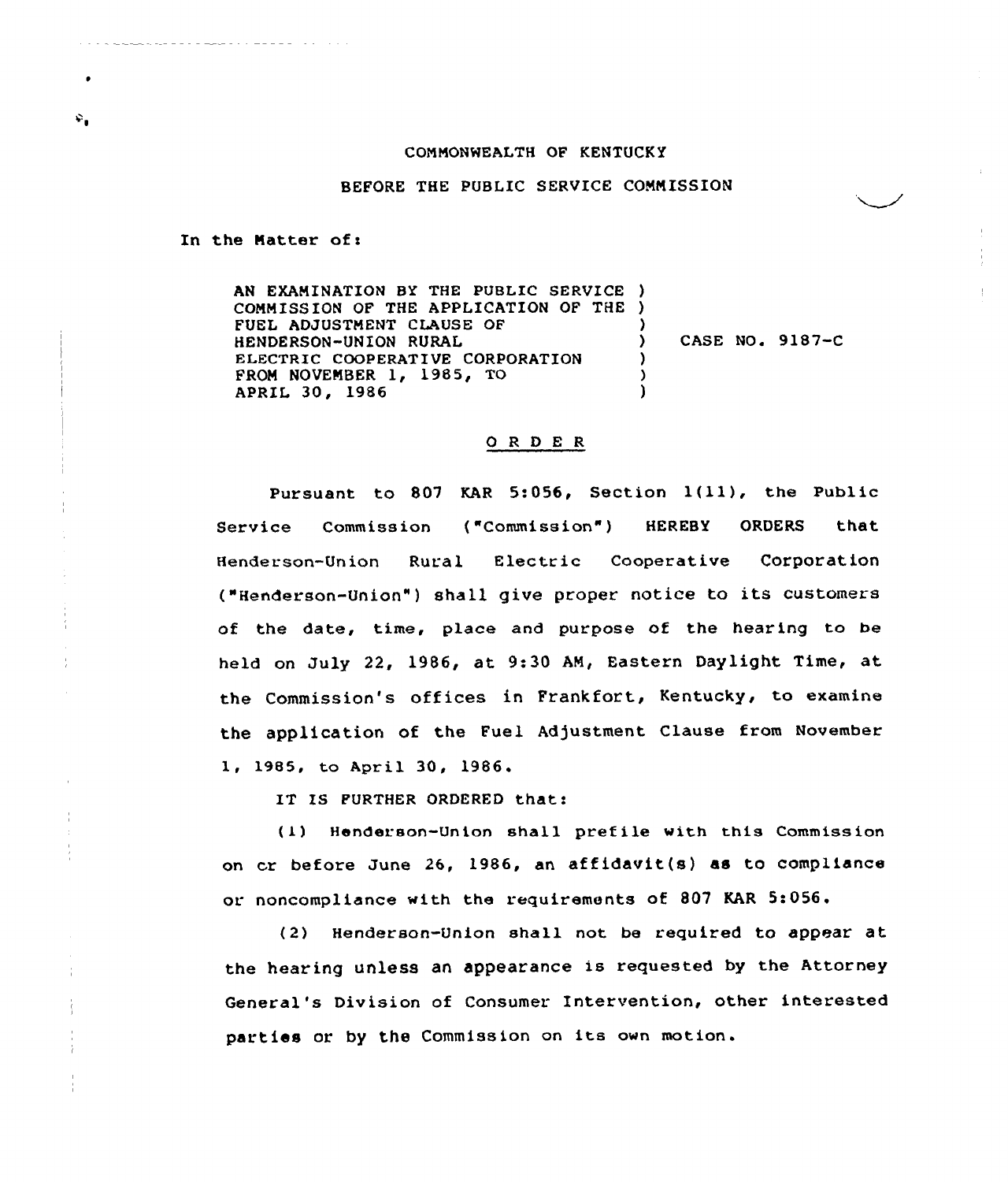COMMONWEALTH OF KENTUCKY

BEFORE THE PUBLIC SERVICE COMMISSION

In the Matter of:

AN EXAMINATION BY THE PUBLIC SERVICE COMMISSION OF THE APPLICATION OF THE FUEL ADJUSTMENT CLAUSE OF HENDERSON-UNION RURAL ELECTRIC COOPERATIVE CORPORATION FROM NOVEMBER 1, 1985, TO APRIL 30, 1986 ) CASE NO. 9187-C

## O R D E R

Pursuant to 807 KAR 5:056, Section 1(11), the Public Service Commission ("Commission") HEREBY ORDERS that Henderson-Union Rural Electric Cooperative Corporation ("Henderson-Union") shall give proper notice to its customers of the date, time, place and purpose of the hearing to be held on July 22, 1986, at 9:30 AM, Eastern Daylight Time, at the Commission's offices in Frankfort, Kentucky, to examine the application of the Fuel Adjustment Clause from November 1, 1985, to April 30, 1986.

IT IS FURTHER ORDERED that:

(1) Henderson-Union shall prefile with this Commission on or before June 26, 1986, an affidavit(s) as to compliance or noncompliance with the requirements of 807 KAR 5:056.

(2) Henderson-Union shall not be required to appear at the hearing unless an appearance is requested by the Attorney General's Division of Consumer Intervention, other interested parties or by the Commission on its own motion.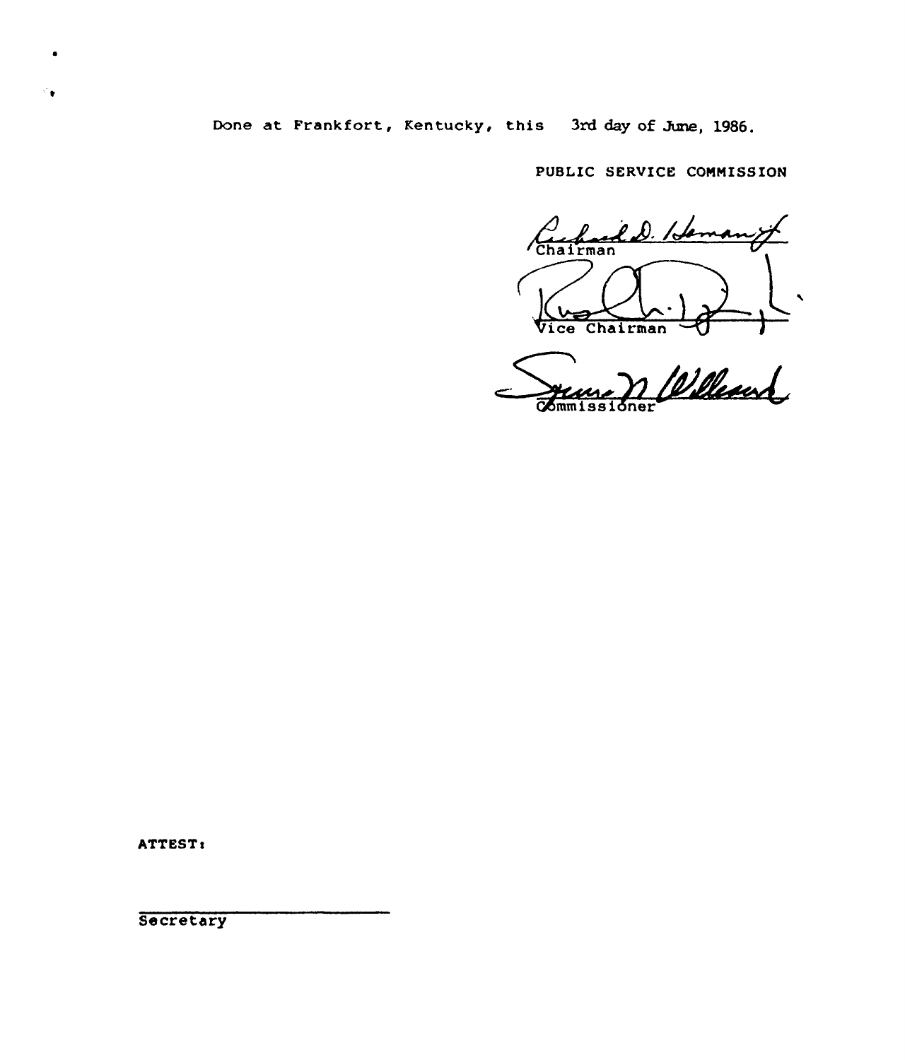Done at Frankfort, Kentucky, this 3rd day of June, 1986.

PUBLIC SERVICE COMMISSION

Chairman

Vice Chairman

Commissioner

ATTEST:

Secretary